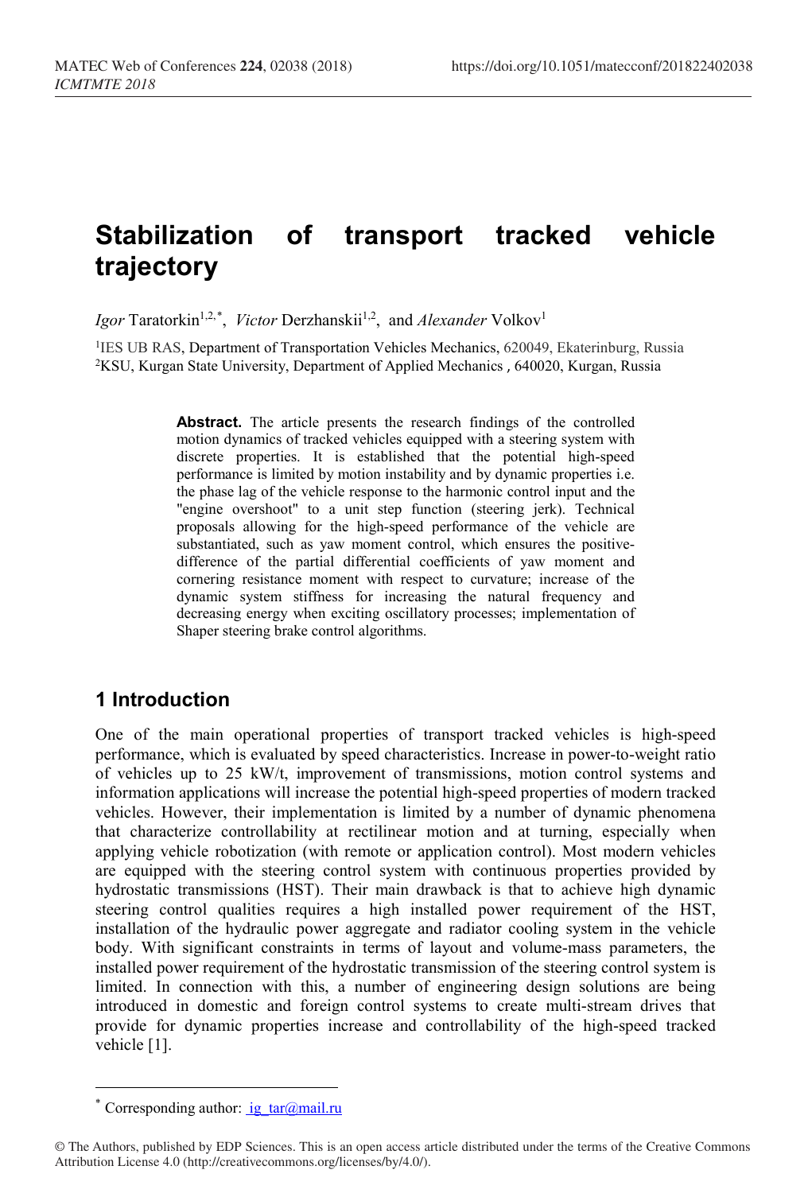# Stabilization of transport tracked vehicle trajectory

*Igor* Taratorkin[1,2,*], *Victor* Derzhanskii[1,2], and *Alexander* Volkov[1]

[1]IES UB RAS, Department of Transportation Vehicles Mechanics, 620049, Ekaterinburg, Russia
[2]KSU, Kurgan State University, Department of Applied Mechanics , 640020, Kurgan, Russia

**Abstract.** The article presents the research findings of the controlled motion dynamics of tracked vehicles equipped with a steering system with discrete properties. It is established that the potential high-speed performance is limited by motion instability and by dynamic properties i.e. the phase lag of the vehicle response to the harmonic control input and the "engine overshoot" to a unit step function (steering jerk). Technical proposals allowing for the high-speed performance of the vehicle are substantiated, such as yaw moment control, which ensures the positive-difference of the partial differential coefficients of yaw moment and cornering resistance moment with respect to curvature; increase of the dynamic system stiffness for increasing the natural frequency and decreasing energy when exciting oscillatory processes; implementation of Shaper steering brake control algorithms.

## 1 Introduction

One of the main operational properties of transport tracked vehicles is high-speed performance, which is evaluated by speed characteristics. Increase in power-to-weight ratio of vehicles up to 25 kW/t, improvement of transmissions, motion control systems and information applications will increase the potential high-speed properties of modern tracked vehicles. However, their implementation is limited by a number of dynamic phenomena that characterize controllability at rectilinear motion and at turning, especially when applying vehicle robotization (with remote or application control). Most modern vehicles are equipped with the steering control system with continuous properties provided by hydrostatic transmissions (HST). Their main drawback is that to achieve high dynamic steering control qualities requires a high installed power requirement of the HST, installation of the hydraulic power aggregate and radiator cooling system in the vehicle body. With significant constraints in terms of layout and volume-mass parameters, the installed power requirement of the hydrostatic transmission of the steering control system is limited. In connection with this, a number of engineering design solutions are introduced in domestic and foreign control systems to create multi-stream drives that provide for dynamic properties increase and controllability of the high-speed tracked vehicle [1].

[*] Corresponding author: ig_tar@mail.ru

© The Authors, published by EDP Sciences. This is an open access article distributed under the terms of the Creative Commons Attribution License 4.0 (http://creativecommons.org/licenses/by/4.0/).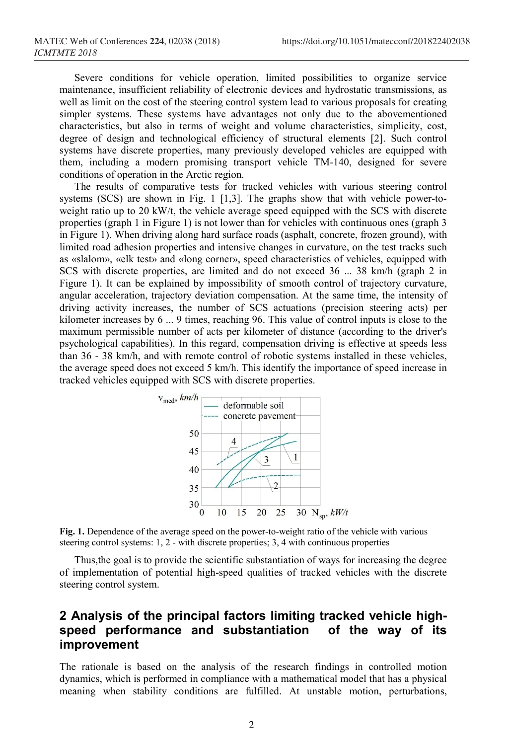Severe conditions for vehicle operation, limited possibilities to organize service maintenance, insufficient reliability of electronic devices and hydrostatic transmissions, as well as limit on the cost of the steering control system lead to various proposals for creating simpler systems. These systems have advantages not only due to the abovementioned characteristics, but also in terms of weight and volume characteristics, simplicity, cost, degree of design and technological efficiency of structural elements [2]. Such control systems have discrete properties, many previously developed vehicles are equipped with them, including a modern promising transport vehicle TM-140, designed for severe conditions of operation in the Arctic region.

The results of comparative tests for tracked vehicles with various steering control systems (SCS) are shown in Fig. 1 [1,3]. The graphs show that with vehicle power-to-weight ratio up to 20 kW/t, the vehicle average speed equipped with the SCS with discrete properties (graph 1 in Figure 1) is not lower than for vehicles with continuous ones (graph 3 in Figure 1). When driving along hard surface roads (asphalt, concrete, frozen ground), with limited road adhesion properties and intensive changes in curvature, on the test tracks such as «slalom», «elk test» and «long corner», speed characteristics of vehicles, equipped with SCS with discrete properties, are limited and do not exceed 36 ... 38 km/h (graph 2 in Figure 1). It can be explained by impossibility of smooth control of trajectory curvature, angular acceleration, trajectory deviation compensation. At the same time, the intensity of driving activity increases, the number of SCS actuations (precision steering acts) per kilometer increases by 6 ... 9 times, reaching 96. This value of control inputs is close to the maximum permissible number of acts per kilometer of distance (according to the driver's psychological capabilities). In this regard, compensation driving is effective at speeds less than 36 - 38 km/h, and with remote control of robotic systems installed in these vehicles, the average speed does not exceed 5 km/h. This identify the importance of speed increase in tracked vehicles equipped with SCS with discrete properties.

**Fig. 1.** Dependence of the average speed on the power-to-weight ratio of the vehicle with various steering control systems: 1, 2 - with discrete properties; 3, 4 with continuous properties

Thus,the goal is to provide the scientific substantiation of ways for increasing the degree of implementation of potential high-speed qualities of tracked vehicles with the discrete steering control system.

## 2 Analysis of the principal factors limiting tracked vehicle high-speed performance and substantiation of the way of its improvement

The rationale is based on the analysis of the research findings in controlled motion dynamics, which is performed in compliance with a mathematical model that has a physical meaning when stability conditions are fulfilled. At unstable motion, perturbations,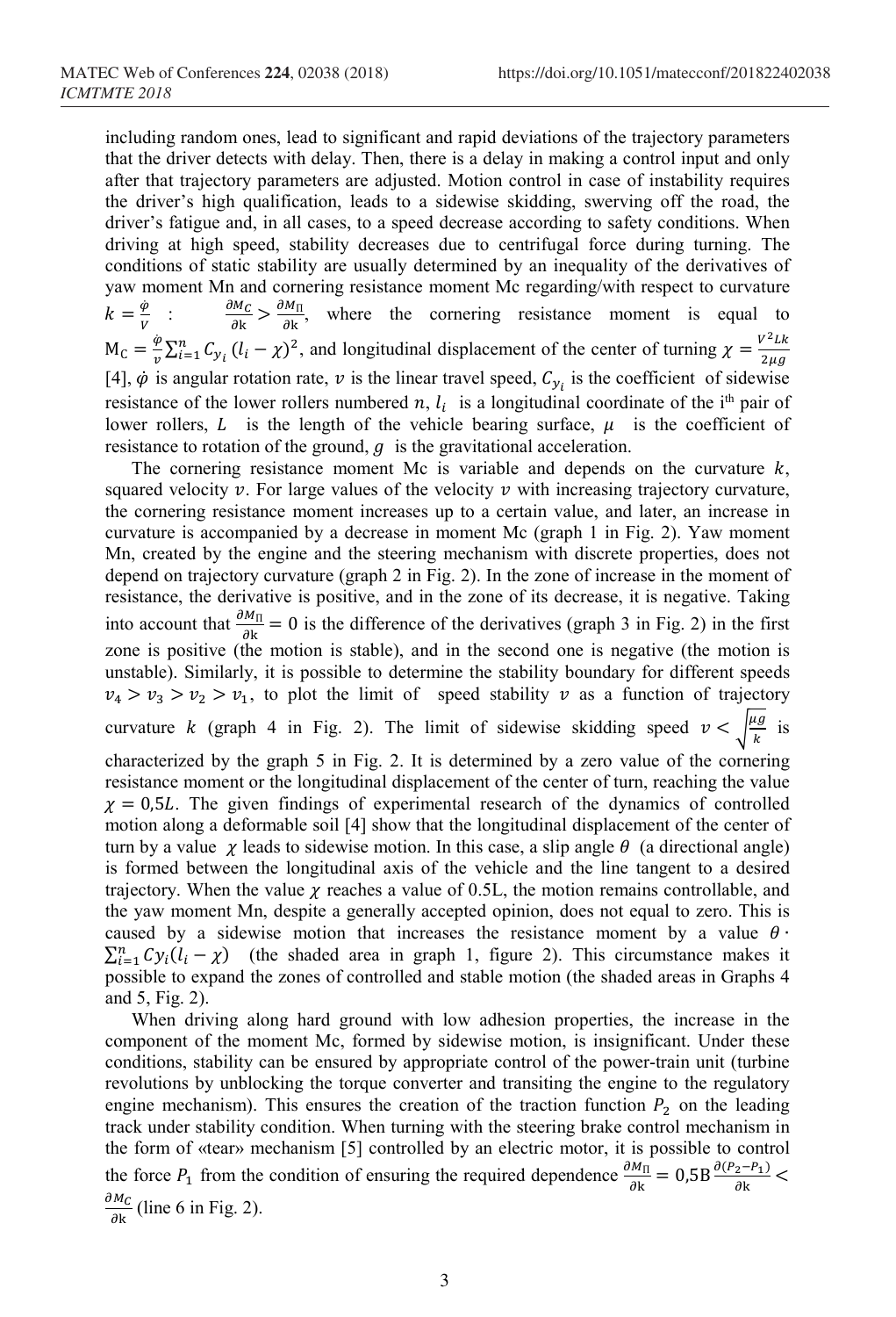including random ones, lead to significant and rapid deviations of the trajectory parameters that the driver detects with delay. Then, there is a delay in making a control input and only after that trajectory parameters are adjusted. Motion control in case of instability requires the driver's high qualification, leads to a sidewise skidding, swerving off the road, the driver's fatigue and, in all cases, to a speed decrease according to safety conditions. When driving at high speed, stability decreases due to centrifugal force during turning. The conditions of static stability are usually determined by an inequality of the derivatives of yaw moment Mn and cornering resistance moment Mc regarding/with respect to curvature $k = \frac{\dot{\varphi}}{V}$ : $\frac{\partial M_C}{\partial \mathrm{k}} > \frac{\partial M_\Pi}{\partial \mathrm{k}}$, where the cornering resistance moment is equal to $\mathrm{M_C} = \frac{\dot{\varphi}}{v}\sum_{i=1}^{n} C_{y_i}(l_i - \chi)^2$, and longitudinal displacement of the center of turning $\chi = \frac{V^2 Lk}{2\mu g}$ [4], $\dot{\varphi}$ is angular rotation rate, $v$ is the linear travel speed, $C_{y_i}$ is the coefficient of sidewise resistance of the lower rollers numbered $n$, $l_i$ is a longitudinal coordinate of the i[th] pair of lower rollers, $L$ is the length of the vehicle bearing surface, $\mu$ is the coefficient of resistance to rotation of the ground, $g$ is the gravitational acceleration.

The cornering resistance moment Mc is variable and depends on the curvature $k$, squared velocity $v$. For large values of the velocity $v$ with increasing trajectory curvature, the cornering resistance moment increases up to a certain value, and later, an increase in curvature is accompanied by a decrease in moment Mc (graph 1 in Fig. 2). Yaw moment Mn, created by the engine and the steering mechanism with discrete properties, does not depend on trajectory curvature (graph 2 in Fig. 2). In the zone of increase in the moment of resistance, the derivative is positive, and in the zone of its decrease, it is negative. Taking into account that $\frac{\partial M_\Pi}{\partial \mathrm{k}} = 0$ is the difference of the derivatives (graph 3 in Fig. 2) in the first zone is positive (the motion is stable), and in the second one is negative (the motion is unstable). Similarly, it is possible to determine the stability boundary for different speeds $v_4 > v_3 > v_2 > v_1$, to plot the limit of speed stability $v$ as a function of trajectory curvature $k$ (graph 4 in Fig. 2). The limit of sidewise skidding speed $v < \sqrt{\frac{\mu g}{k}}$ is characterized by the graph 5 in Fig. 2. It is determined by a zero value of the cornering resistance moment or the longitudinal displacement of the center of turn, reaching the value $\chi = 0{,}5L$. The given findings of experimental research of the dynamics of controlled motion along a deformable soil [4] show that the longitudinal displacement of the center of turn by a value $\chi$ leads to sidewise motion. In this case, a slip angle $\theta$ (a directional angle) is formed between the longitudinal axis of the vehicle and the line tangent to a desired trajectory. When the value $\chi$ reaches a value of 0.5L, the motion remains controllable, and the yaw moment Mn, despite a generally accepted opinion, does not equal to zero. This is caused by a sidewise motion that increases the resistance moment by a value $\theta \cdot \sum_{i=1}^{n} Cy_i(l_i - \chi)$ (the shaded area in graph 1, figure 2). This circumstance makes it possible to expand the zones of controlled and stable motion (the shaded areas in Graphs 4 and 5, Fig. 2).

When driving along hard ground with low adhesion properties, the increase in the component of the moment Mc, formed by sidewise motion, is insignificant. Under these conditions, stability can be ensured by appropriate control of the power-train unit (turbine revolutions by unblocking the torque converter and transiting the engine to the regulatory engine mechanism). This ensures the creation of the traction function $P_2$ on the leading track under stability condition. When turning with the steering brake control mechanism in the form of «tear» mechanism [5] controlled by an electric motor, it is possible to control the force $P_1$ from the condition of ensuring the required dependence $\frac{\partial M_\Pi}{\partial \mathrm{k}} = 0{,}5\mathrm{B}\frac{\partial (P_2 - P_1)}{\partial \mathrm{k}} < \frac{\partial M_C}{\partial \mathrm{k}}$ (line 6 in Fig. 2).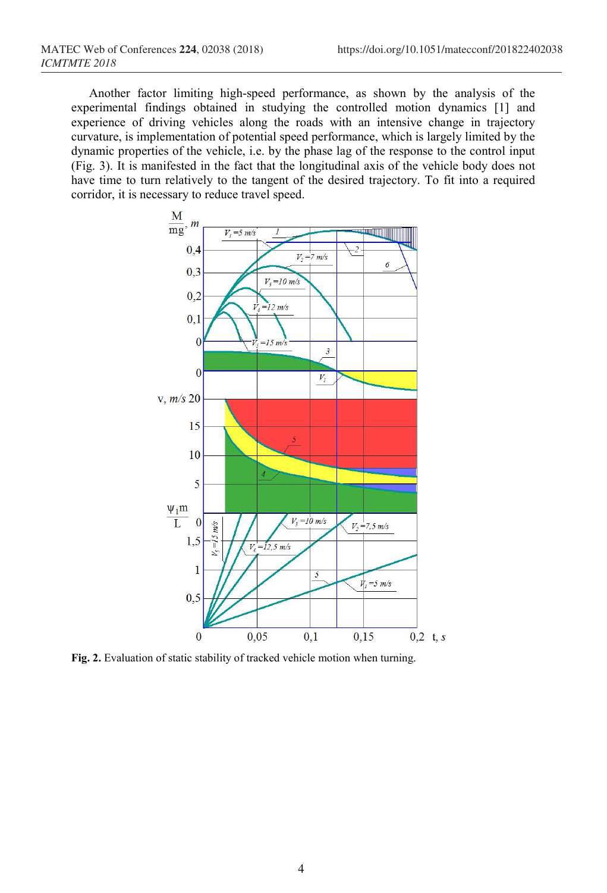Another factor limiting high-speed performance, as shown by the analysis of the experimental findings obtained in studying the controlled motion dynamics [1] and experience of driving vehicles along the roads with an intensive change in trajectory curvature, is implementation of potential speed performance, which is largely limited by the dynamic properties of the vehicle, i.e. by the phase lag of the response to the control input (Fig. 3). It is manifested in the fact that the longitudinal axis of the vehicle body does not have time to turn relatively to the tangent of the desired trajectory. To fit into a required corridor, it is necessary to reduce travel speed.

**Fig. 2.** Evaluation of static stability of tracked vehicle motion when turning.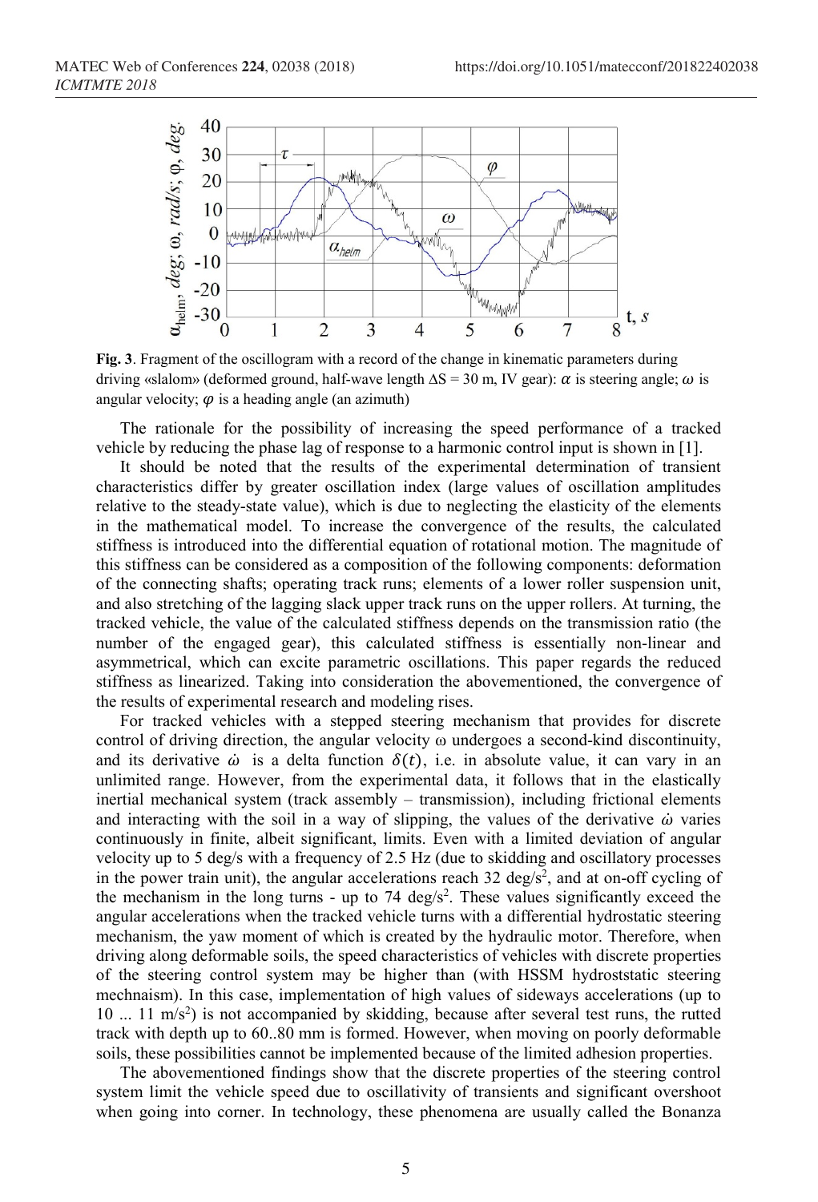Fig. 3. Fragment of the oscillogram with a record of the change in kinematic parameters during driving «slalom» (deformed ground, half-wave length $\Delta S = 30$ m, IV gear): $\alpha$ is steering angle; $\omega$ is angular velocity; $\varphi$ is a heading angle (an azimuth)

The rationale for the possibility of increasing the speed performance of a tracked vehicle by reducing the phase lag of response to a harmonic control input is shown in [1].

It should be noted that the results of the experimental determination of transient characteristics differ by greater oscillation index (large values of oscillation amplitudes relative to the steady-state value), which is due to neglecting the elasticity of the elements in the mathematical model. To increase the convergence of the results, the calculated stiffness is introduced into the differential equation of rotational motion. The magnitude of this stiffness can be considered as a composition of the following components: deformation of the connecting shafts; operating track runs; elements of a lower roller suspension unit, and also stretching of the lagging slack upper track runs on the upper rollers. At turning, the tracked vehicle, the value of the calculated stiffness depends on the transmission ratio (the number of the engaged gear), this calculated stiffness is essentially non-linear and asymmetrical, which can excite parametric oscillations. This paper regards the reduced stiffness as linearized. Taking into consideration the abovementioned, the convergence of the results of experimental research and modeling rises.

For tracked vehicles with a stepped steering mechanism that provides for discrete control of driving direction, the angular velocity ω undergoes a second-kind discontinuity, and its derivative $\dot{\omega}$ is a delta function $\delta(t)$, i.e. in absolute value, it can vary in an unlimited range. However, from the experimental data, it follows that in the elastically inertial mechanical system (track assembly – transmission), including frictional elements and interacting with the soil in a way of slipping, the values of the derivative $\dot{\omega}$ varies continuously in finite, albeit significant, limits. Even with a limited deviation of angular velocity up to 5 deg/s with a frequency of 2.5 Hz (due to skidding and oscillatory processes in the power train unit), the angular accelerations reach 32 deg/s$^2$, and at on-off cycling of the mechanism in the long turns - up to 74 deg/s$^2$. These values significantly exceed the angular accelerations when the tracked vehicle turns with a differential hydrostatic steering mechanism, the yaw moment of which is created by the hydraulic motor. Therefore, when driving along deformable soils, the speed characteristics of vehicles with discrete properties of the steering control system may be higher than (with HSSM hydroststatic steering mechnaism). In this case, implementation of high values of sideways accelerations (up to 10 ... 11 m/s$^2$) is not accompanied by skidding, because after several test runs, the rutted track with depth up to 60..80 mm is formed. However, when moving on poorly deformable soils, these possibilities cannot be implemented because of the limited adhesion properties.

The abovementioned findings show that the discrete properties of the steering control system limit the vehicle speed due to oscillativity of transients and significant overshoot when going into corner. In technology, these phenomena are usually called the Bonanza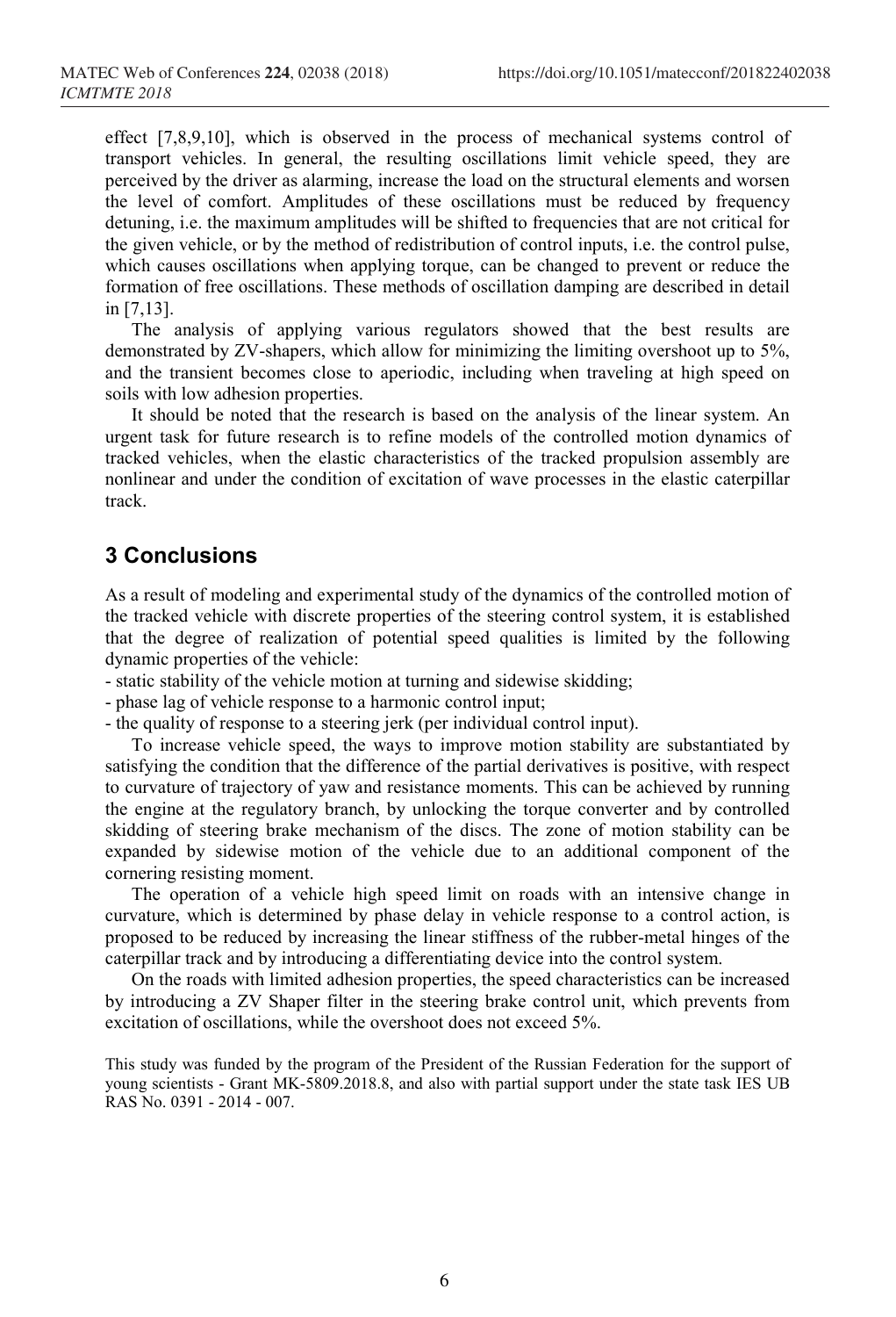effect [7,8,9,10], which is observed in the process of mechanical systems control of transport vehicles. In general, the resulting oscillations limit vehicle speed, they are perceived by the driver as alarming, increase the load on the structural elements and worsen the level of comfort. Amplitudes of these oscillations must be reduced by frequency detuning, i.e. the maximum amplitudes will be shifted to frequencies that are not critical for the given vehicle, or by the method of redistribution of control inputs, i.e. the control pulse, which causes oscillations when applying torque, can be changed to prevent or reduce the formation of free oscillations. These methods of oscillation damping are described in detail in [7,13].

The analysis of applying various regulators showed that the best results are demonstrated by ZV-shapers, which allow for minimizing the limiting overshoot up to 5%, and the transient becomes close to aperiodic, including when traveling at high speed on soils with low adhesion properties.

It should be noted that the research is based on the analysis of the linear system. An urgent task for future research is to refine models of the controlled motion dynamics of tracked vehicles, when the elastic characteristics of the tracked propulsion assembly are nonlinear and under the condition of excitation of wave processes in the elastic caterpillar track.

## 3 Conclusions

As a result of modeling and experimental study of the dynamics of the controlled motion of the tracked vehicle with discrete properties of the steering control system, it is established that the degree of realization of potential speed qualities is limited by the following dynamic properties of the vehicle:

- static stability of the vehicle motion at turning and sidewise skidding;
- phase lag of vehicle response to a harmonic control input;
- the quality of response to a steering jerk (per individual control input).

To increase vehicle speed, the ways to improve motion stability are substantiated by satisfying the condition that the difference of the partial derivatives is positive, with respect to curvature of trajectory of yaw and resistance moments. This can be achieved by running the engine at the regulatory branch, by unlocking the torque converter and by controlled skidding of steering brake mechanism of the discs. The zone of motion stability can be expanded by sidewise motion of the vehicle due to an additional component of the cornering resisting moment.

The operation of a vehicle high speed limit on roads with an intensive change in curvature, which is determined by phase delay in vehicle response to a control action, is proposed to be reduced by increasing the linear stiffness of the rubber-metal hinges of the caterpillar track and by introducing a differentiating device into the control system.

On the roads with limited adhesion properties, the speed characteristics can be increased by introducing a ZV Shaper filter in the steering brake control unit, which prevents from excitation of oscillations, while the overshoot does not exceed 5%.

This study was funded by the program of the President of the Russian Federation for the support of young scientists - Grant MK-5809.2018.8, and also with partial support under the state task IES UB RAS No. 0391 - 2014 - 007.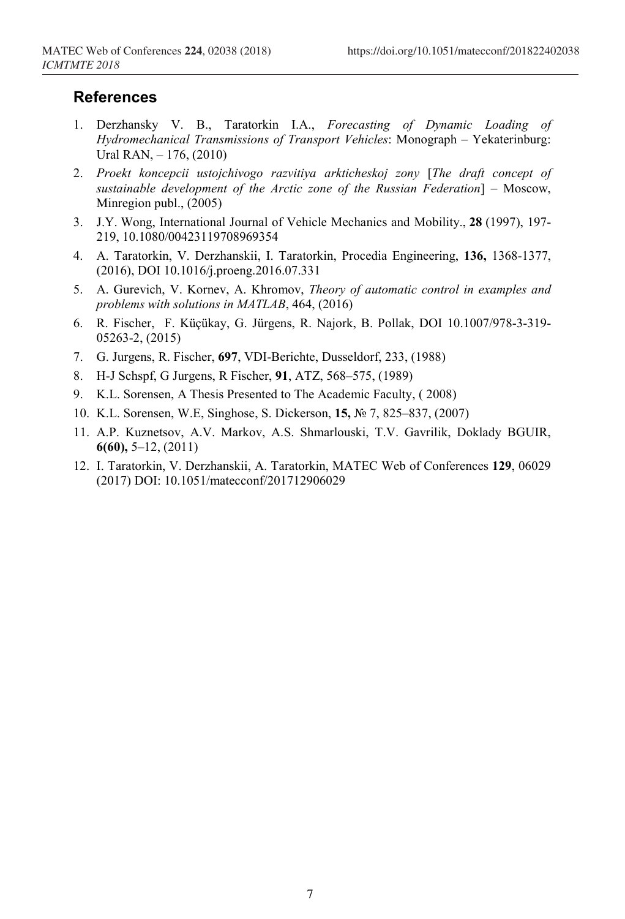## References

1. Derzhansky V. B., Taratorkin I.A., *Forecasting of Dynamic Loading of Hydromechanical Transmissions of Transport Vehicles*: Monograph – Yekaterinburg: Ural RAN, – 176, (2010)
2. *Proekt koncepcii ustojchivogo razvitiya arkticheskoj zony* [*The draft concept of sustainable development of the Arctic zone of the Russian Federation*] – Moscow, Minregion publ., (2005)
3. J.Y. Wong, International Journal of Vehicle Mechanics and Mobility., **28** (1997), 197-219, 10.1080/00423119708969354
4. A. Taratorkin, V. Derzhanskii, I. Taratorkin, Procedia Engineering, **136,** 1368-1377, (2016), DOI 10.1016/j.proeng.2016.07.331
5. A. Gurevich, V. Kornev, A. Khromov, *Theory of automatic control in examples and problems with solutions in MATLAB*, 464, (2016)
6. R. Fischer, F. Küçükay, G. Jürgens, R. Najork, B. Pollak, DOI 10.1007/978-3-319-05263-2, (2015)
7. G. Jurgens, R. Fischer, **697**, VDI-Berichte, Dusseldorf, 233, (1988)
8. H-J Schspf, G Jurgens, R Fischer, **91**, ATZ, 568–575, (1989)
9. K.L. Sorensen, A Thesis Presented to The Academic Faculty, ( 2008)
10. K.L. Sorensen, W.E, Singhose, S. Dickerson, **15,** № 7, 825–837, (2007)
11. A.P. Kuznetsov, A.V. Markov, A.S. Shmarlouski, T.V. Gavrilik, Doklady BGUIR, **6(60),** 5–12, (2011)
12. I. Taratorkin, V. Derzhanskii, A. Taratorkin, MATEC Web of Conferences **129**, 06029 (2017) DOI: 10.1051/matecconf/201712906029